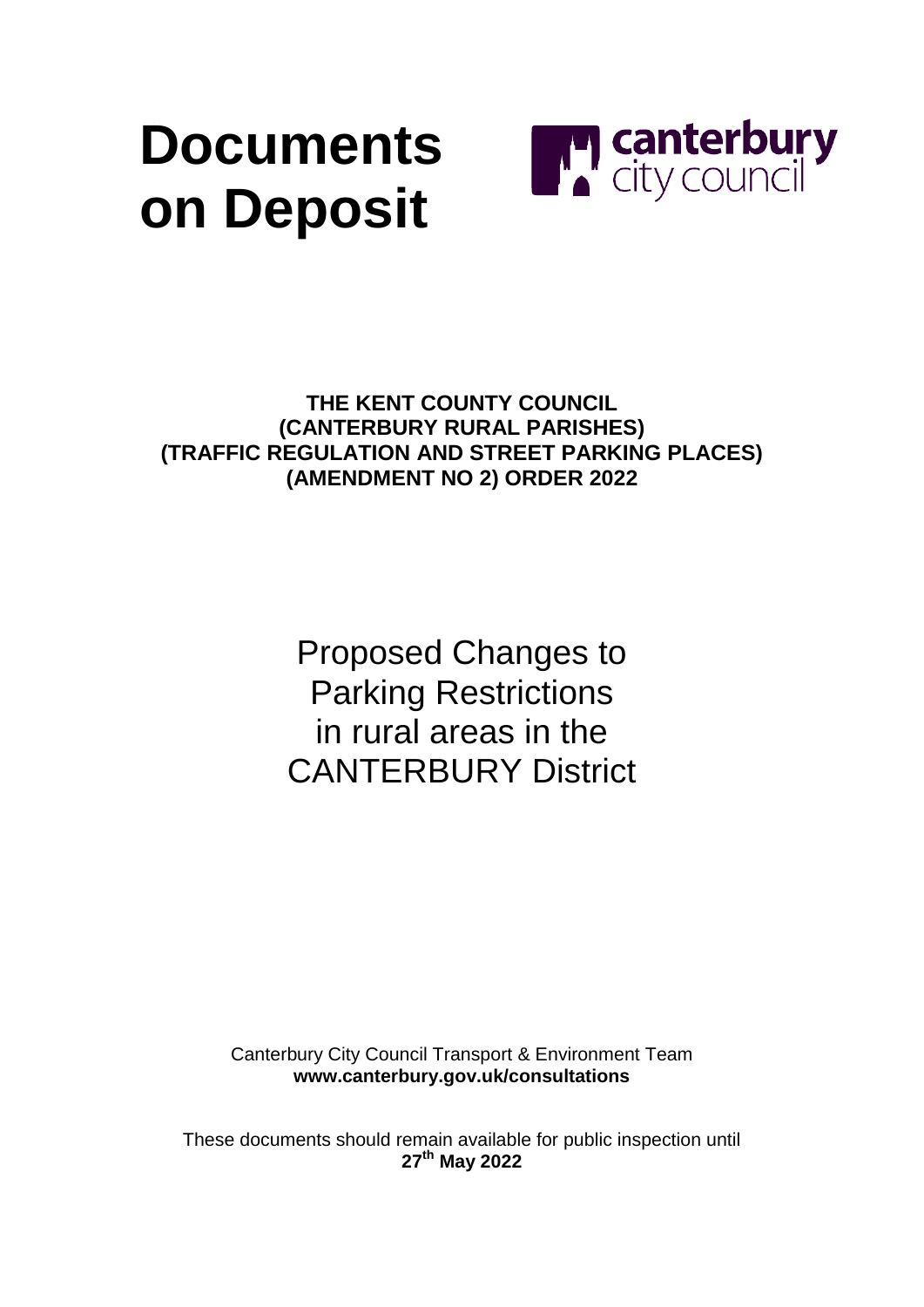# Documents on Deposit

canterbury city council

**THE KENT COUNTY COUNCIL (CANTERBURY RURAL PARISHES) (TRAFFIC REGULATION AND STREET PARKING PLACES) (AMENDMENT NO 2) ORDER 2022**

Proposed Changes to Parking Restrictions in rural areas in the CANTERBURY District

Canterbury City Council Transport & Environment Team
**www.canterbury.gov.uk/consultations**

These documents should remain available for public inspection until **27th May 2022**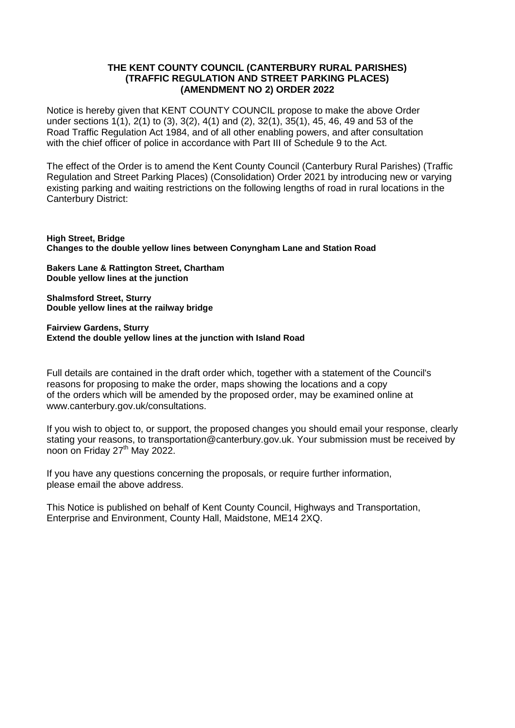# THE KENT COUNTY COUNCIL (CANTERBURY RURAL PARISHES) (TRAFFIC REGULATION AND STREET PARKING PLACES) (AMENDMENT NO 2) ORDER 2022

Notice is hereby given that KENT COUNTY COUNCIL propose to make the above Order under sections 1(1), 2(1) to (3), 3(2), 4(1) and (2), 32(1), 35(1), 45, 46, 49 and 53 of the Road Traffic Regulation Act 1984, and of all other enabling powers, and after consultation with the chief officer of police in accordance with Part III of Schedule 9 to the Act.

The effect of the Order is to amend the Kent County Council (Canterbury Rural Parishes) (Traffic Regulation and Street Parking Places) (Consolidation) Order 2021 by introducing new or varying existing parking and waiting restrictions on the following lengths of road in rural locations in the Canterbury District:

**High Street, Bridge**
**Changes to the double yellow lines between Conyngham Lane and Station Road**

**Bakers Lane & Rattington Street, Chartham**
**Double yellow lines at the junction**

**Shalmsford Street, Sturry**
**Double yellow lines at the railway bridge**

**Fairview Gardens, Sturry**
**Extend the double yellow lines at the junction with Island Road**

Full details are contained in the draft order which, together with a statement of the Council's reasons for proposing to make the order, maps showing the locations and a copy of the orders which will be amended by the proposed order, may be examined online at www.canterbury.gov.uk/consultations.

If you wish to object to, or support, the proposed changes you should email your response, clearly stating your reasons, to transportation@canterbury.gov.uk. Your submission must be received by noon on Friday 27th May 2022.

If you have any questions concerning the proposals, or require further information, please email the above address.

This Notice is published on behalf of Kent County Council, Highways and Transportation, Enterprise and Environment, County Hall, Maidstone, ME14 2XQ.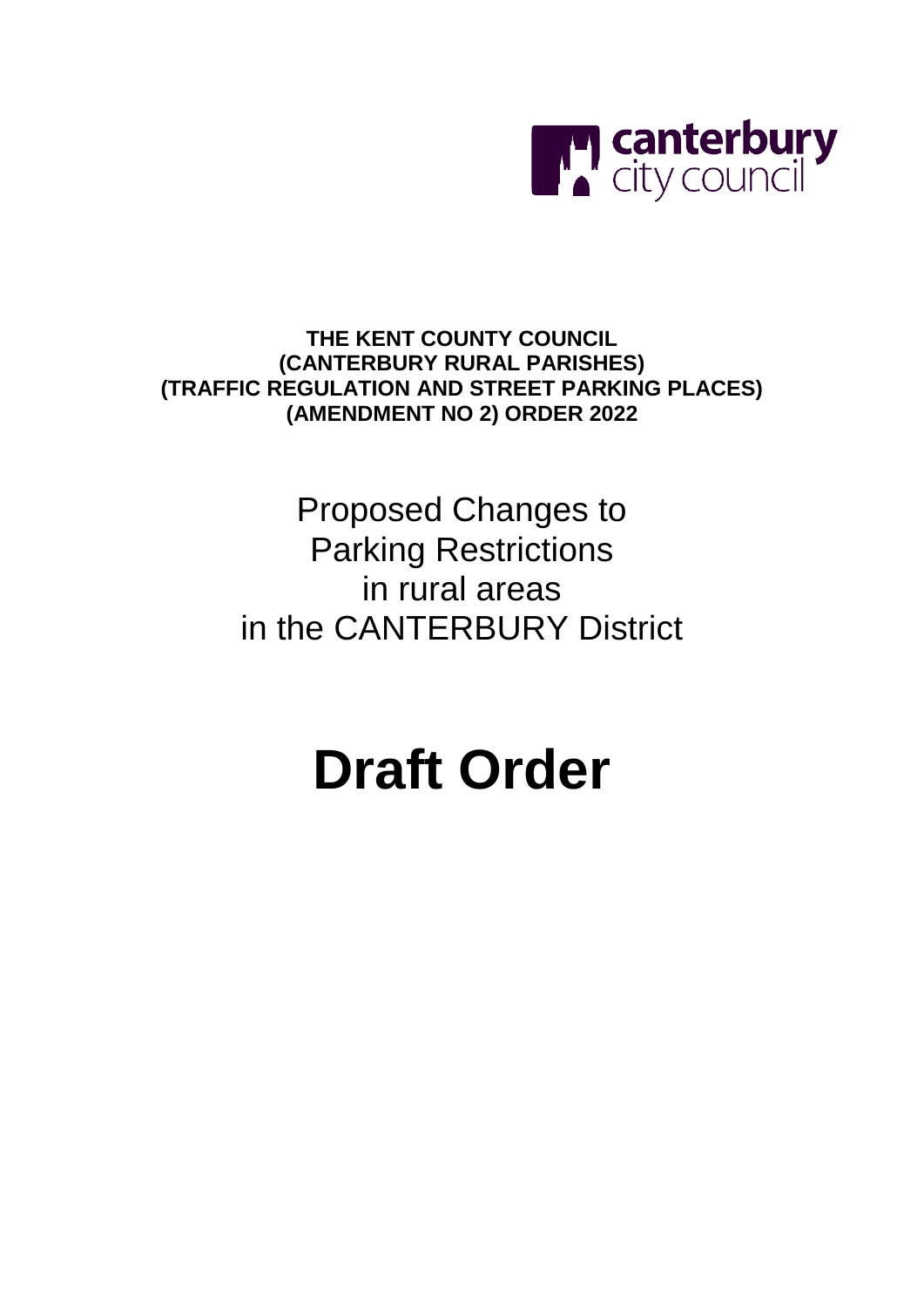canterbury city council

**THE KENT COUNTY COUNCIL**
**(CANTERBURY RURAL PARISHES)**
**(TRAFFIC REGULATION AND STREET PARKING PLACES)**
**(AMENDMENT NO 2) ORDER 2022**

Proposed Changes to
Parking Restrictions
in rural areas
in the CANTERBURY District

# Draft Order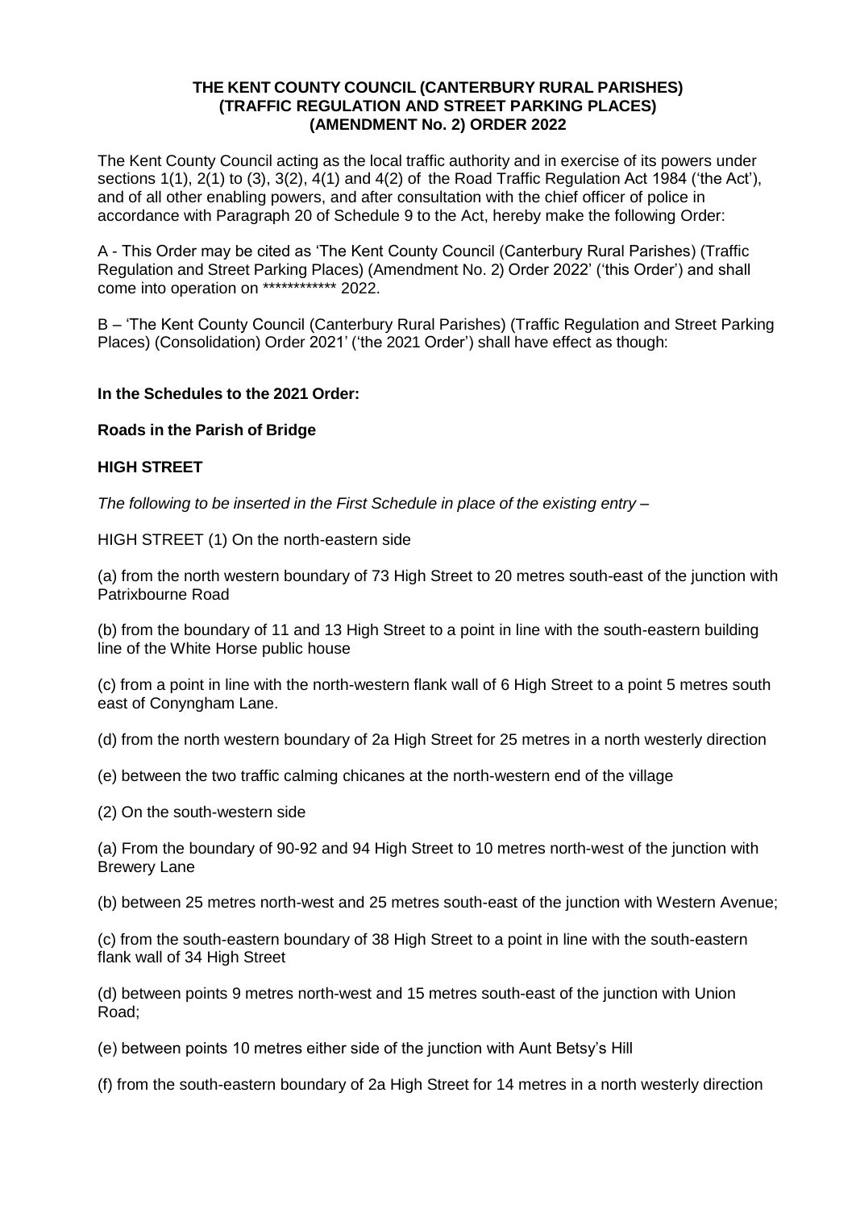# THE KENT COUNTY COUNCIL (CANTERBURY RURAL PARISHES) (TRAFFIC REGULATION AND STREET PARKING PLACES) (AMENDMENT No. 2) ORDER 2022

The Kent County Council acting as the local traffic authority and in exercise of its powers under sections 1(1), 2(1) to (3), 3(2), 4(1) and 4(2) of the Road Traffic Regulation Act 1984 ('the Act'), and of all other enabling powers, and after consultation with the chief officer of police in accordance with Paragraph 20 of Schedule 9 to the Act, hereby make the following Order:

A - This Order may be cited as 'The Kent County Council (Canterbury Rural Parishes) (Traffic Regulation and Street Parking Places) (Amendment No. 2) Order 2022' ('this Order') and shall come into operation on ************ 2022.

B – 'The Kent County Council (Canterbury Rural Parishes) (Traffic Regulation and Street Parking Places) (Consolidation) Order 2021' ('the 2021 Order') shall have effect as though:

**In the Schedules to the 2021 Order:**

**Roads in the Parish of Bridge**

**HIGH STREET**

*The following to be inserted in the First Schedule in place of the existing entry –*

HIGH STREET (1) On the north-eastern side

(a) from the north western boundary of 73 High Street to 20 metres south-east of the junction with Patrixbourne Road

(b) from the boundary of 11 and 13 High Street to a point in line with the south-eastern building line of the White Horse public house

(c) from a point in line with the north-western flank wall of 6 High Street to a point 5 metres south east of Conyngham Lane.

(d) from the north western boundary of 2a High Street for 25 metres in a north westerly direction

(e) between the two traffic calming chicanes at the north-western end of the village

(2) On the south-western side

(a) From the boundary of 90-92 and 94 High Street to 10 metres north-west of the junction with Brewery Lane

(b) between 25 metres north-west and 25 metres south-east of the junction with Western Avenue;

(c) from the south-eastern boundary of 38 High Street to a point in line with the south-eastern flank wall of 34 High Street

(d) between points 9 metres north-west and 15 metres south-east of the junction with Union Road;

(e) between points 10 metres either side of the junction with Aunt Betsy's Hill

(f) from the south-eastern boundary of 2a High Street for 14 metres in a north westerly direction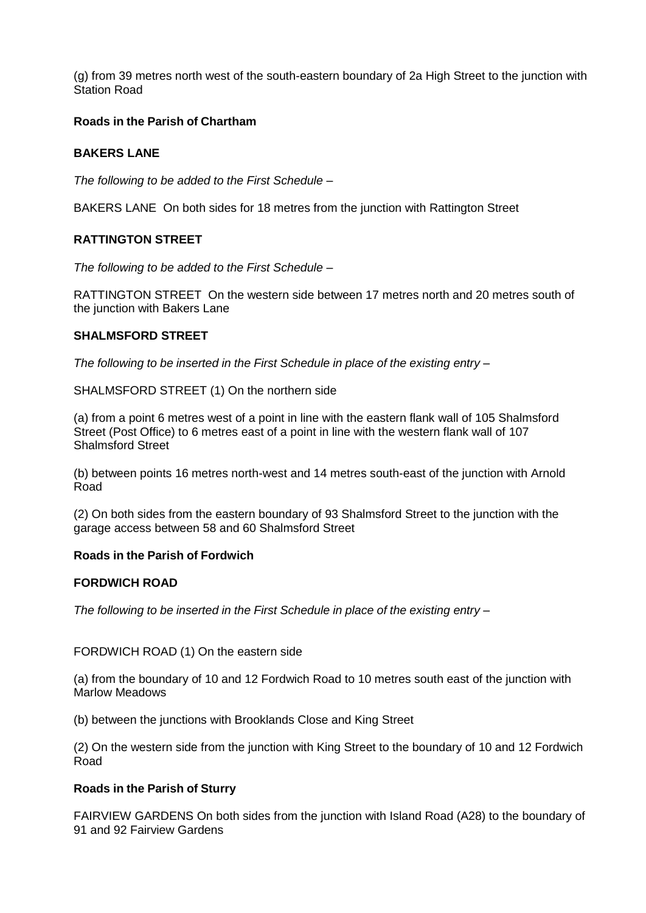(g) from 39 metres north west of the south-eastern boundary of 2a High Street to the junction with Station Road

**Roads in the Parish of Chartham**

**BAKERS LANE**

*The following to be added to the First Schedule –*

BAKERS LANE On both sides for 18 metres from the junction with Rattington Street

**RATTINGTON STREET**

*The following to be added to the First Schedule –*

RATTINGTON STREET On the western side between 17 metres north and 20 metres south of the junction with Bakers Lane

**SHALMSFORD STREET**

*The following to be inserted in the First Schedule in place of the existing entry –*

SHALMSFORD STREET (1) On the northern side

(a) from a point 6 metres west of a point in line with the eastern flank wall of 105 Shalmsford Street (Post Office) to 6 metres east of a point in line with the western flank wall of 107 Shalmsford Street

(b) between points 16 metres north-west and 14 metres south-east of the junction with Arnold Road

(2) On both sides from the eastern boundary of 93 Shalmsford Street to the junction with the garage access between 58 and 60 Shalmsford Street

**Roads in the Parish of Fordwich**

**FORDWICH ROAD**

*The following to be inserted in the First Schedule in place of the existing entry –*

FORDWICH ROAD (1) On the eastern side

(a) from the boundary of 10 and 12 Fordwich Road to 10 metres south east of the junction with Marlow Meadows

(b) between the junctions with Brooklands Close and King Street

(2) On the western side from the junction with King Street to the boundary of 10 and 12 Fordwich Road

**Roads in the Parish of Sturry**

FAIRVIEW GARDENS On both sides from the junction with Island Road (A28) to the boundary of 91 and 92 Fairview Gardens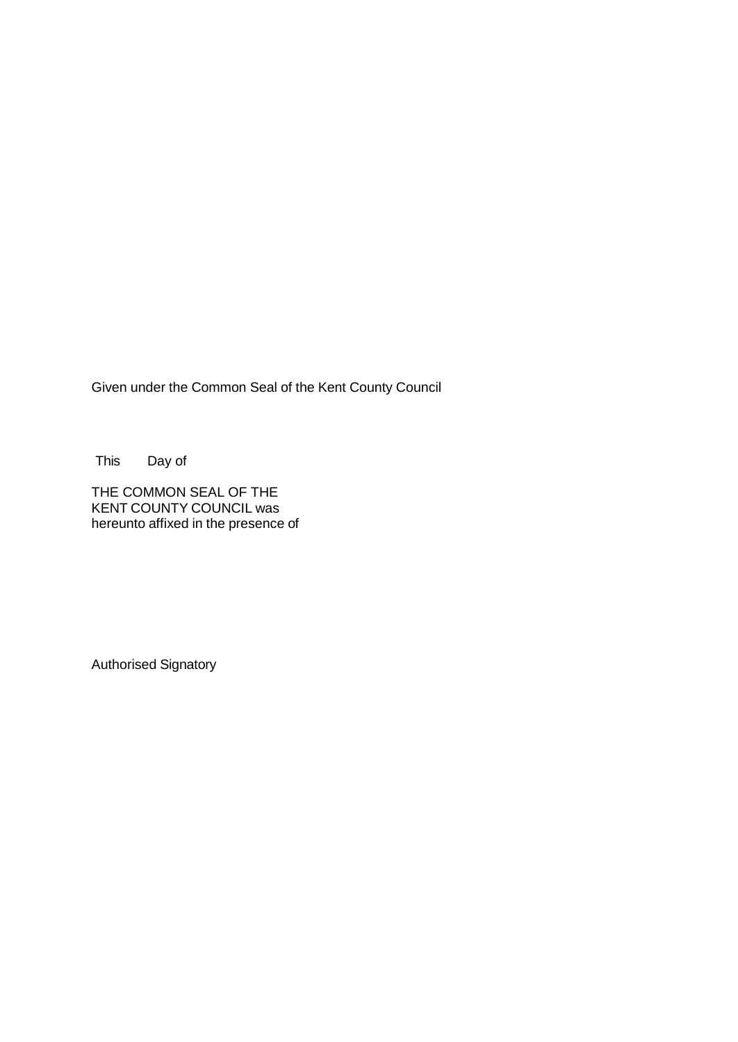Given under the Common Seal of the Kent County Council

This Day of

THE COMMON SEAL OF THE
KENT COUNTY COUNCIL was
hereunto affixed in the presence of

Authorised Signatory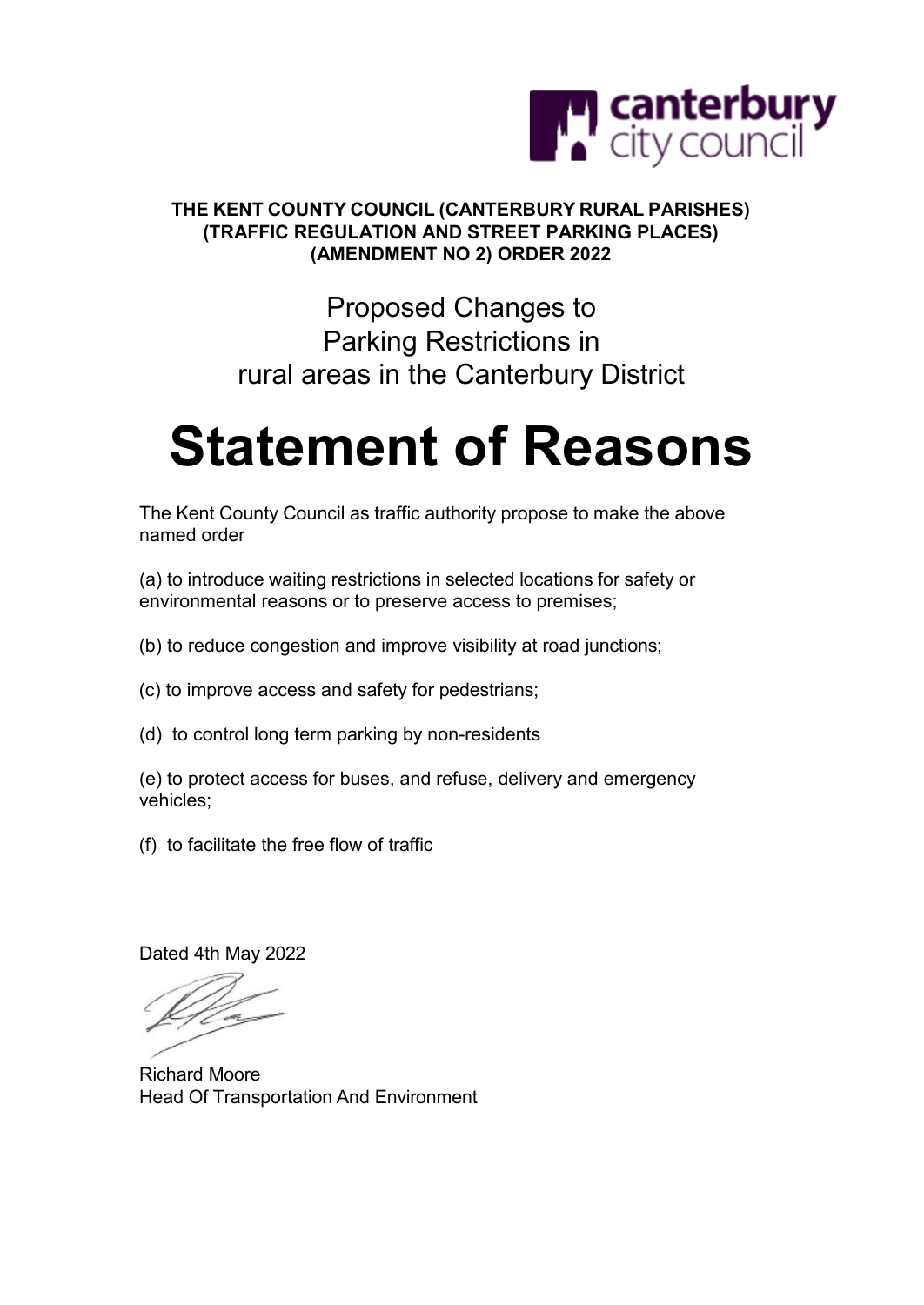**THE KENT COUNTY COUNCIL (CANTERBURY RURAL PARISHES) (TRAFFIC REGULATION AND STREET PARKING PLACES) (AMENDMENT NO 2) ORDER 2022**

## Proposed Changes to Parking Restrictions in rural areas in the Canterbury District

# Statement of Reasons

The Kent County Council as traffic authority propose to make the above named order

(a) to introduce waiting restrictions in selected locations for safety or environmental reasons or to preserve access to premises;

(b) to reduce congestion and improve visibility at road junctions;

(c) to improve access and safety for pedestrians;

(d) to control long term parking by non-residents

(e) to protect access for buses, and refuse, delivery and emergency vehicles;

(f) to facilitate the free flow of traffic

Dated 4th May 2022

Richard Moore
Head Of Transportation And Environment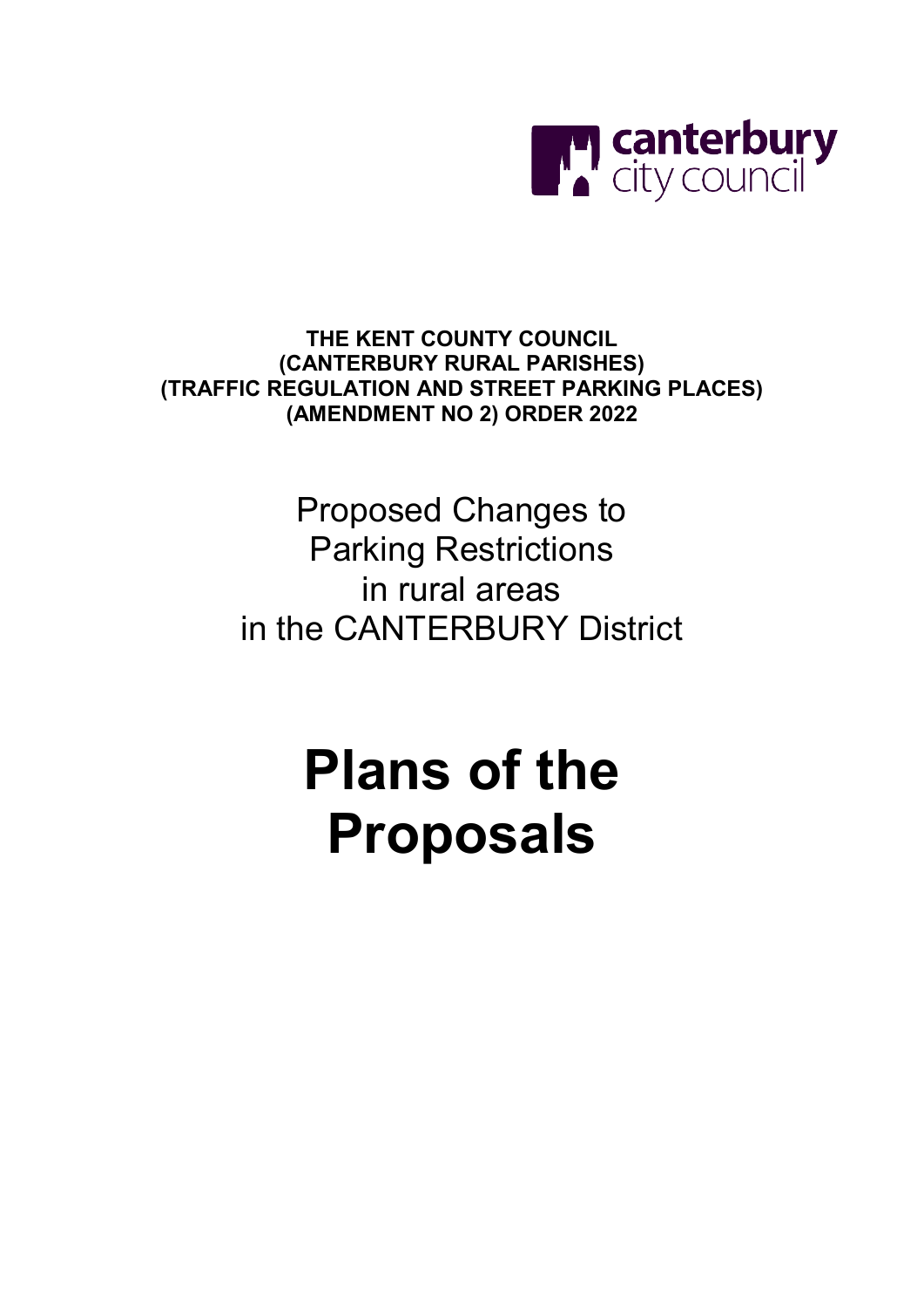canterbury city council

**THE KENT COUNTY COUNCIL**
**(CANTERBURY RURAL PARISHES)**
**(TRAFFIC REGULATION AND STREET PARKING PLACES)**
**(AMENDMENT NO 2) ORDER 2022**

Proposed Changes to
Parking Restrictions
in rural areas
in the CANTERBURY District

# Plans of the Proposals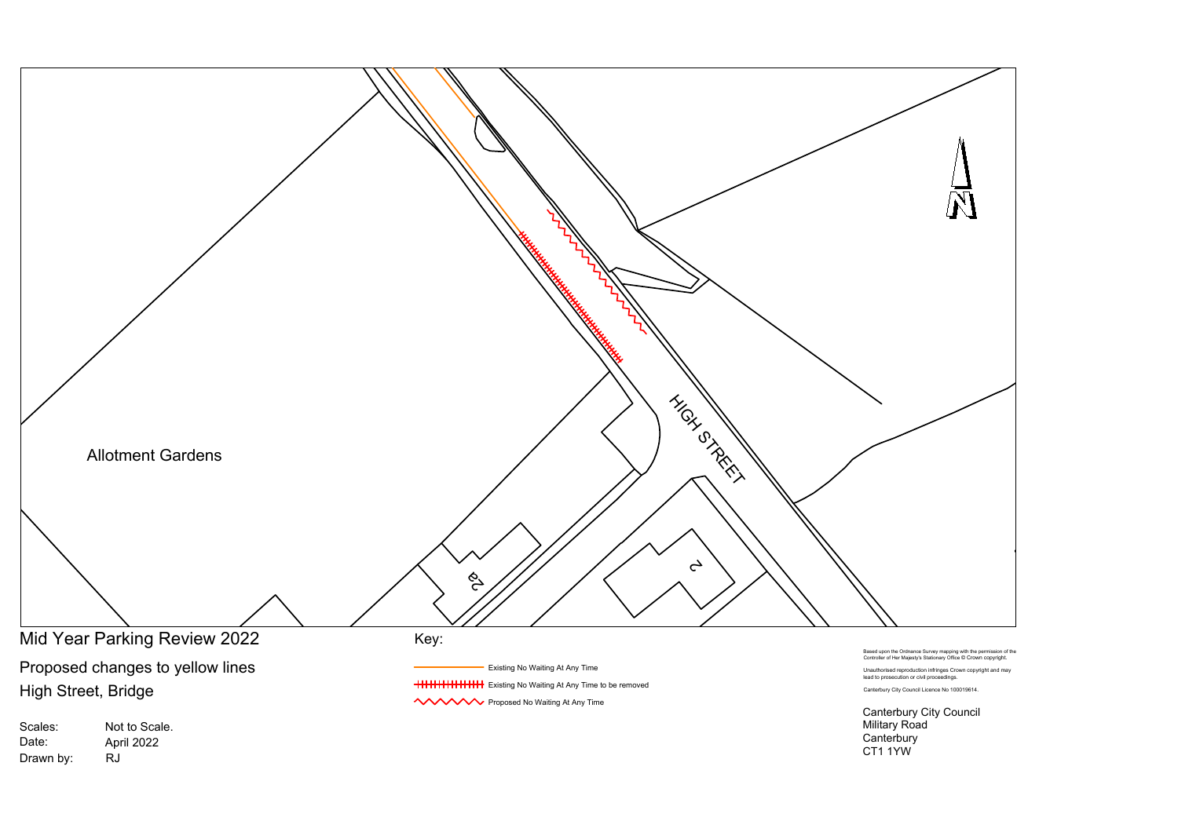Allotment Gardens

HIGH STREET

2a

2

N

# Mid Year Parking Review 2022

## Proposed changes to yellow lines

## High Street, Bridge

Scales: Not to Scale.
Date: April 2022
Drawn by: RJ

Key:

- Existing No Waiting At Any Time
- Existing No Waiting At Any Time to be removed
- Proposed No Waiting At Any Time

Based upon the Ordnance Survey mapping with the permission of the Controller of Her Majesty's Stationary Office © Crown copyright.

Unauthorised reproduction infringes Crown copyright and may lead to prosecution or civil proceedings.

Canterbury City Council Licence No 100019614.

Canterbury City Council
Military Road
Canterbury
CT1 1YW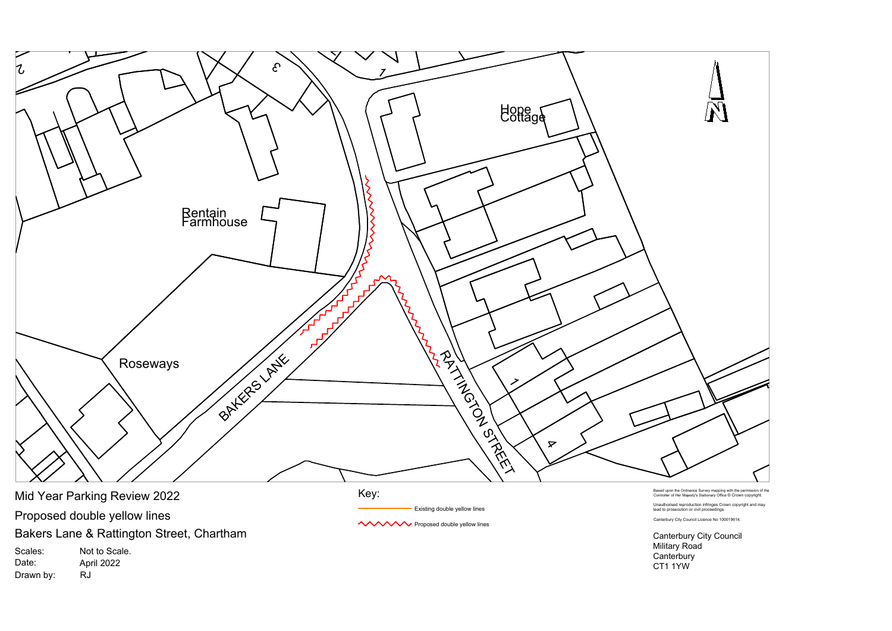Hope Cottage

Rentain Farmhouse

Roseways

BAKERS LANE

RATTINGTON STREET

N

# Mid Year Parking Review 2022

## Proposed double yellow lines

## Bakers Lane & Rattington Street, Chartham

Scales: Not to Scale.
Date: April 2022
Drawn by: RJ

Key:

- Existing double yellow lines
- Proposed double yellow lines

Based upon the Ordnance Survey mapping with the permission of the Controller of Her Majesty's Stationary Office © Crown copyright.

Unauthorised reproduction infringes Crown copyright and may lead to prosecution or civil proceedings.

Canterbury City Council Licence No 100019614.

Canterbury City Council
Military Road
Canterbury
CT1 1YW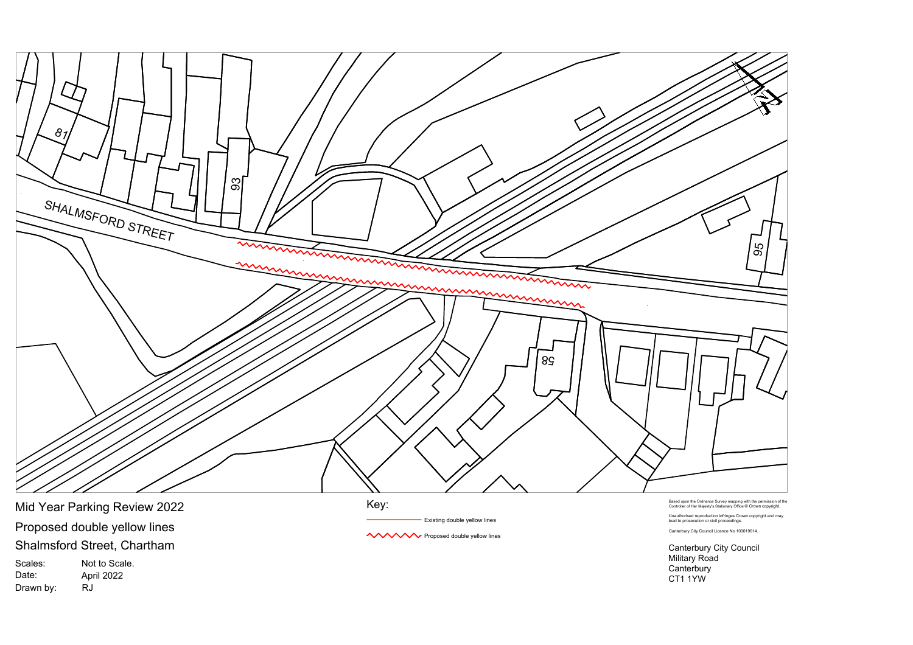SHALMSFORD STREET

81

93

95

58

# Mid Year Parking Review 2022

## Proposed double yellow lines

## Shalmsford Street, Chartham

Scales: Not to Scale.
Date: April 2022
Drawn by: RJ

Key:

Existing double yellow lines

Proposed double yellow lines

Based upon the Ordnance Survey mapping with the permission of the Controller of Her Majesty's Stationary Office © Crown copyright.

Unauthorised reproduction infringes Crown copyright and may lead to prosecution or civil proceedings.

Canterbury City Council Licence No 100019614.

Canterbury City Council
Military Road
Canterbury
CT1 1YW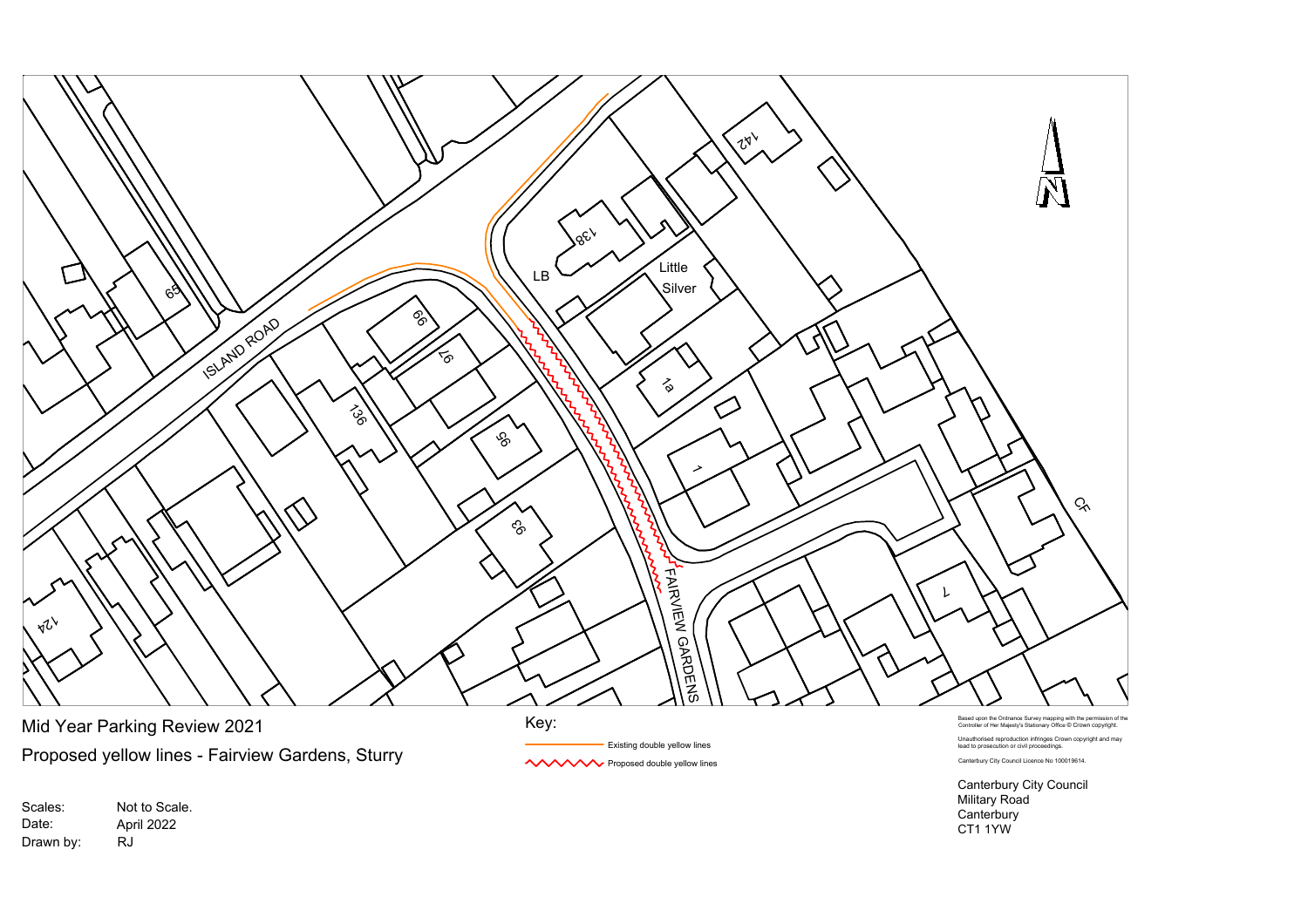ISLAND ROAD

FAIRVIEW GARDENS

LB

Little Silver

65

66

97

95

93

136

138

142

1a

1

7

124

CF

N

# Mid Year Parking Review 2021

## Proposed yellow lines - Fairview Gardens, Sturry

Key:

Existing double yellow lines

Proposed double yellow lines

Based upon the Ordnance Survey mapping with the permission of the Controller of Her Majesty's Stationary Office © Crown copyright.

Unauthorised reproduction infringes Crown copyright and may lead to prosecution or civil proceedings.

Canterbury City Council Licence No 100019614.

Scales: Not to Scale.
Date: April 2022
Drawn by: RJ

Canterbury City Council
Military Road
Canterbury
CT1 1YW